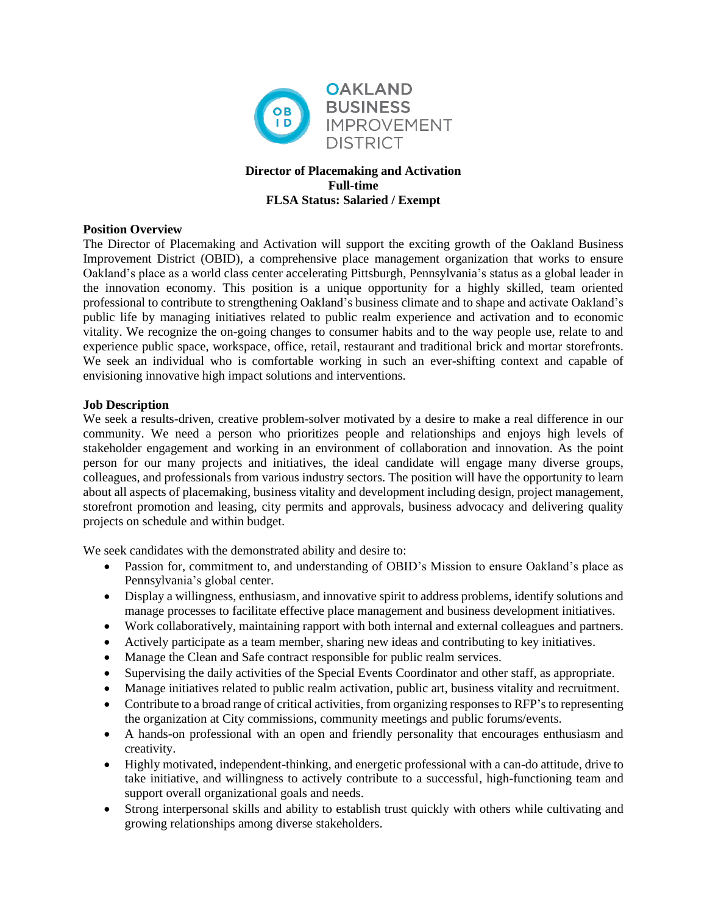OAKLAND BUSINESS IMPROVEMENT DISTRICT

**Director of Placemaking and Activation**
**Full-time**
**FLSA Status: Salaried / Exempt**

**Position Overview**

The Director of Placemaking and Activation will support the exciting growth of the Oakland Business Improvement District (OBID), a comprehensive place management organization that works to ensure Oakland's place as a world class center accelerating Pittsburgh, Pennsylvania's status as a global leader in the innovation economy. This position is a unique opportunity for a highly skilled, team oriented professional to contribute to strengthening Oakland's business climate and to shape and activate Oakland's public life by managing initiatives related to public realm experience and activation and to economic vitality. We recognize the on-going changes to consumer habits and to the way people use, relate to and experience public space, workspace, office, retail, restaurant and traditional brick and mortar storefronts. We seek an individual who is comfortable working in such an ever-shifting context and capable of envisioning innovative high impact solutions and interventions.

**Job Description**

We seek a results-driven, creative problem-solver motivated by a desire to make a real difference in our community. We need a person who prioritizes people and relationships and enjoys high levels of stakeholder engagement and working in an environment of collaboration and innovation. As the point person for our many projects and initiatives, the ideal candidate will engage many diverse groups, colleagues, and professionals from various industry sectors. The position will have the opportunity to learn about all aspects of placemaking, business vitality and development including design, project management, storefront promotion and leasing, city permits and approvals, business advocacy and delivering quality projects on schedule and within budget.

We seek candidates with the demonstrated ability and desire to:

- Passion for, commitment to, and understanding of OBID's Mission to ensure Oakland's place as Pennsylvania's global center.
- Display a willingness, enthusiasm, and innovative spirit to address problems, identify solutions and manage processes to facilitate effective place management and business development initiatives.
- Work collaboratively, maintaining rapport with both internal and external colleagues and partners.
- Actively participate as a team member, sharing new ideas and contributing to key initiatives.
- Manage the Clean and Safe contract responsible for public realm services.
- Supervising the daily activities of the Special Events Coordinator and other staff, as appropriate.
- Manage initiatives related to public realm activation, public art, business vitality and recruitment.
- Contribute to a broad range of critical activities, from organizing responses to RFP's to representing the organization at City commissions, community meetings and public forums/events.
- A hands-on professional with an open and friendly personality that encourages enthusiasm and creativity.
- Highly motivated, independent-thinking, and energetic professional with a can-do attitude, drive to take initiative, and willingness to actively contribute to a successful, high-functioning team and support overall organizational goals and needs.
- Strong interpersonal skills and ability to establish trust quickly with others while cultivating and growing relationships among diverse stakeholders.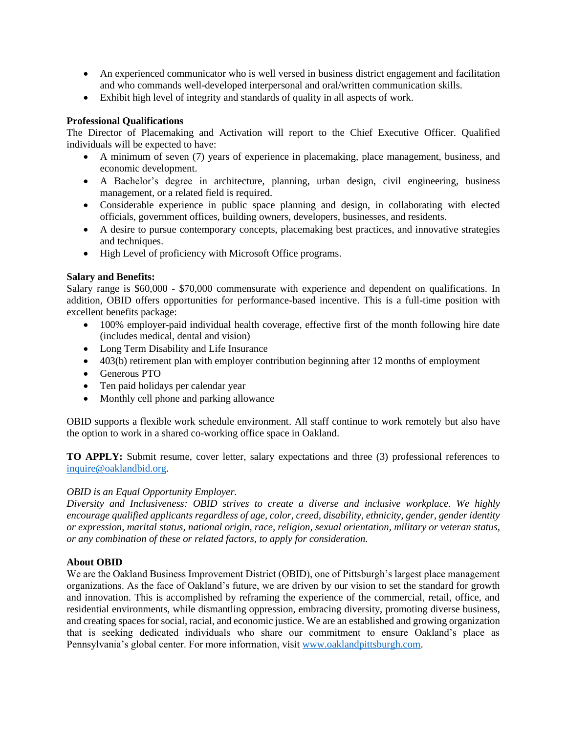- An experienced communicator who is well versed in business district engagement and facilitation and who commands well-developed interpersonal and oral/written communication skills.
- Exhibit high level of integrity and standards of quality in all aspects of work.

**Professional Qualifications**

The Director of Placemaking and Activation will report to the Chief Executive Officer. Qualified individuals will be expected to have:

- A minimum of seven (7) years of experience in placemaking, place management, business, and economic development.
- A Bachelor's degree in architecture, planning, urban design, civil engineering, business management, or a related field is required.
- Considerable experience in public space planning and design, in collaborating with elected officials, government offices, building owners, developers, businesses, and residents.
- A desire to pursue contemporary concepts, placemaking best practices, and innovative strategies and techniques.
- High Level of proficiency with Microsoft Office programs.

**Salary and Benefits:**

Salary range is $60,000 - $70,000 commensurate with experience and dependent on qualifications. In addition, OBID offers opportunities for performance-based incentive. This is a full-time position with excellent benefits package:

- 100% employer-paid individual health coverage, effective first of the month following hire date (includes medical, dental and vision)
- Long Term Disability and Life Insurance
- 403(b) retirement plan with employer contribution beginning after 12 months of employment
- Generous PTO
- Ten paid holidays per calendar year
- Monthly cell phone and parking allowance

OBID supports a flexible work schedule environment. All staff continue to work remotely but also have the option to work in a shared co-working office space in Oakland.

**TO APPLY:** Submit resume, cover letter, salary expectations and three (3) professional references to inquire@oaklandbid.org.

*OBID is an Equal Opportunity Employer.*

*Diversity and Inclusiveness: OBID strives to create a diverse and inclusive workplace. We highly encourage qualified applicants regardless of age, color, creed, disability, ethnicity, gender, gender identity or expression, marital status, national origin, race, religion, sexual orientation, military or veteran status, or any combination of these or related factors, to apply for consideration.*

**About OBID**

We are the Oakland Business Improvement District (OBID), one of Pittsburgh's largest place management organizations. As the face of Oakland's future, we are driven by our vision to set the standard for growth and innovation. This is accomplished by reframing the experience of the commercial, retail, office, and residential environments, while dismantling oppression, embracing diversity, promoting diverse business, and creating spaces for social, racial, and economic justice. We are an established and growing organization that is seeking dedicated individuals who share our commitment to ensure Oakland's place as Pennsylvania's global center. For more information, visit www.oaklandpittsburgh.com.